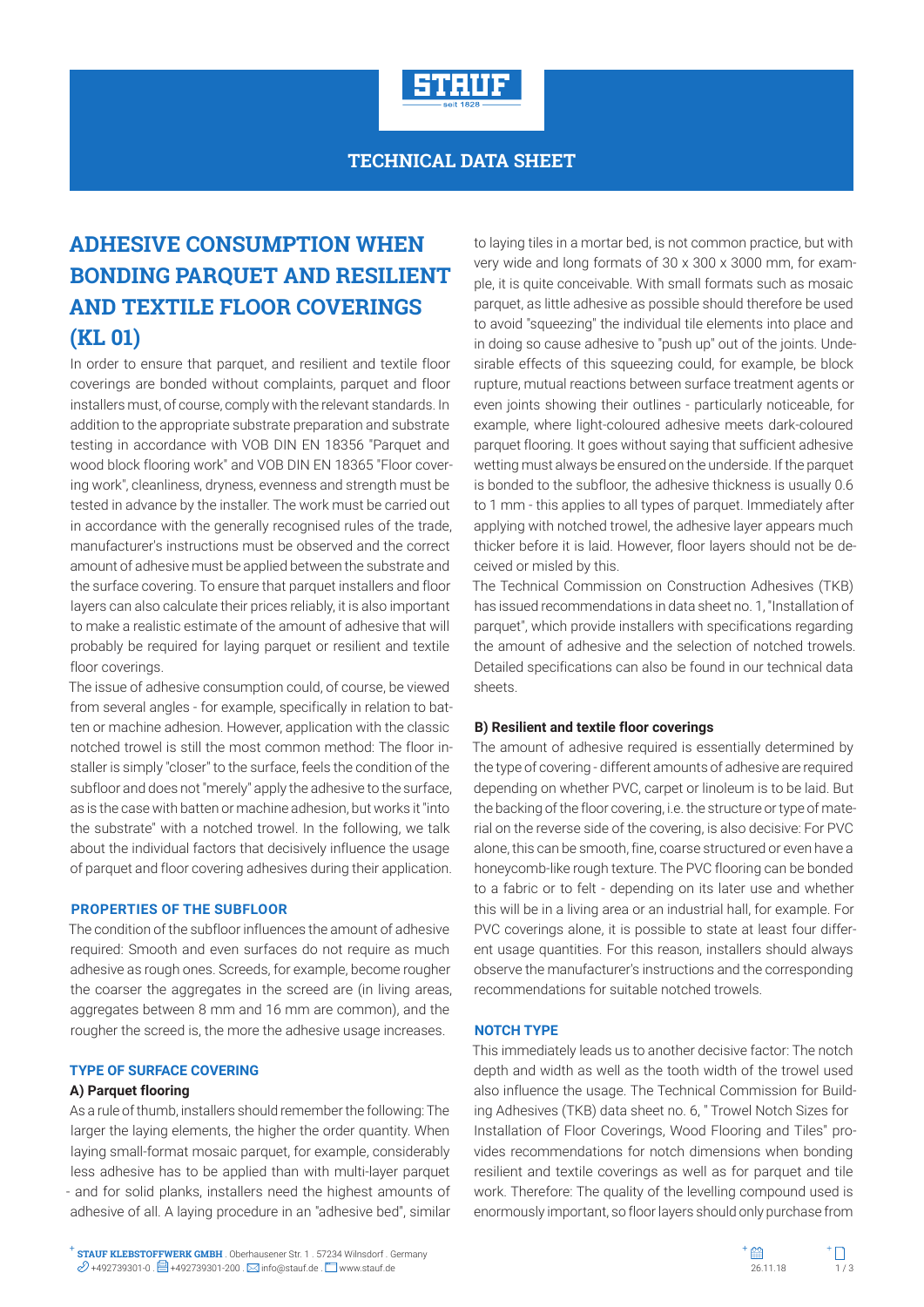# TECHNICAL DATA SHEET

## ADHESIVE CONSUMPTION WHEN BONDING PARQUET AND RESILIENT AND TEXTILE FLOOR COVERINGS (KL 01)

In order to ensure that parquet, and resilient and textile floor coverings are bonded without complaints, parquet and floor installers must, of course, comply with the relevant standards. In addition to the appropriate substrate preparation and substrate testing in accordance with VOB DIN EN 18356 "Parquet and wood block flooring work" and VOB DIN EN 18365 "Floor covering work", cleanliness, dryness, evenness and strength must be tested in advance by the installer. The work must be carried out in accordance with the generally recognised rules of the trade, manufacturer's instructions must be observed and the correct amount of adhesive must be applied between the substrate and the surface covering. To ensure that parquet installers and floor layers can also calculate their prices reliably, it is also important to make a realistic estimate of the amount of adhesive that will probably be required for laying parquet or resilient and textile floor coverings.

The issue of adhesive consumption could, of course, be viewed from several angles - for example, specifically in relation to batten or machine adhesion. However, application with the classic notched trowel is still the most common method: The floor installer is simply "closer" to the surface, feels the condition of the subfloor and does not "merely" apply the adhesive to the surface, as is the case with batten or machine adhesion, but works it "into the substrate" with a notched trowel. In the following, we talk about the individual factors that decisively influence the usage of parquet and floor covering adhesives during their application.

### PROPERTIES OF THE SUBFLOOR

The condition of the subfloor influences the amount of adhesive required: Smooth and even surfaces do not require as much adhesive as rough ones. Screeds, for example, become rougher the coarser the aggregates in the screed are (in living areas, aggregates between 8 mm and 16 mm are common), and the rougher the screed is, the more the adhesive usage increases.

### TYPE OF SURFACE COVERING

**A) Parquet flooring**

As a rule of thumb, installers should remember the following: The larger the laying elements, the higher the order quantity. When laying small-format mosaic parquet, for example, considerably less adhesive has to be applied than with multi-layer parquet - and for solid planks, installers need the highest amounts of adhesive of all. A laying procedure in an "adhesive bed", similar to laying tiles in a mortar bed, is not common practice, but with very wide and long formats of 30 x 300 x 3000 mm, for example, it is quite conceivable. With small formats such as mosaic parquet, as little adhesive as possible should therefore be used to avoid "squeezing" the individual tile elements into place and in doing so cause adhesive to "push up" out of the joints. Undesirable effects of this squeezing could, for example, be block rupture, mutual reactions between surface treatment agents or even joints showing their outlines - particularly noticeable, for example, where light-coloured adhesive meets dark-coloured parquet flooring. It goes without saying that sufficient adhesive wetting must always be ensured on the underside. If the parquet is bonded to the subfloor, the adhesive thickness is usually 0.6 to 1 mm - this applies to all types of parquet. Immediately after applying with notched trowel, the adhesive layer appears much thicker before it is laid. However, floor layers should not be deceived or misled by this.

The Technical Commission on Construction Adhesives (TKB) has issued recommendations in data sheet no. 1, "Installation of parquet", which provide installers with specifications regarding the amount of adhesive and the selection of notched trowels. Detailed specifications can also be found in our technical data sheets.

**B) Resilient and textile floor coverings**

The amount of adhesive required is essentially determined by the type of covering - different amounts of adhesive are required depending on whether PVC, carpet or linoleum is to be laid. But the backing of the floor covering, i.e. the structure or type of material on the reverse side of the covering, is also decisive: For PVC alone, this can be smooth, fine, coarse structured or even have a honeycomb-like rough texture. The PVC flooring can be bonded to a fabric or to felt - depending on its later use and whether this will be in a living area or an industrial hall, for example. For PVC coverings alone, it is possible to state at least four different usage quantities. For this reason, installers should always observe the manufacturer's instructions and the corresponding recommendations for suitable notched trowels.

### NOTCH TYPE

This immediately leads us to another decisive factor: The notch depth and width as well as the tooth width of the trowel used also influence the usage. The Technical Commission for Building Adhesives (TKB) data sheet no. 6, " Trowel Notch Sizes for Installation of Floor Coverings, Wood Flooring and Tiles" provides recommendations for notch dimensions when bonding resilient and textile coverings as well as for parquet and tile work. Therefore: The quality of the levelling compound used is enormously important, so floor layers should only purchase from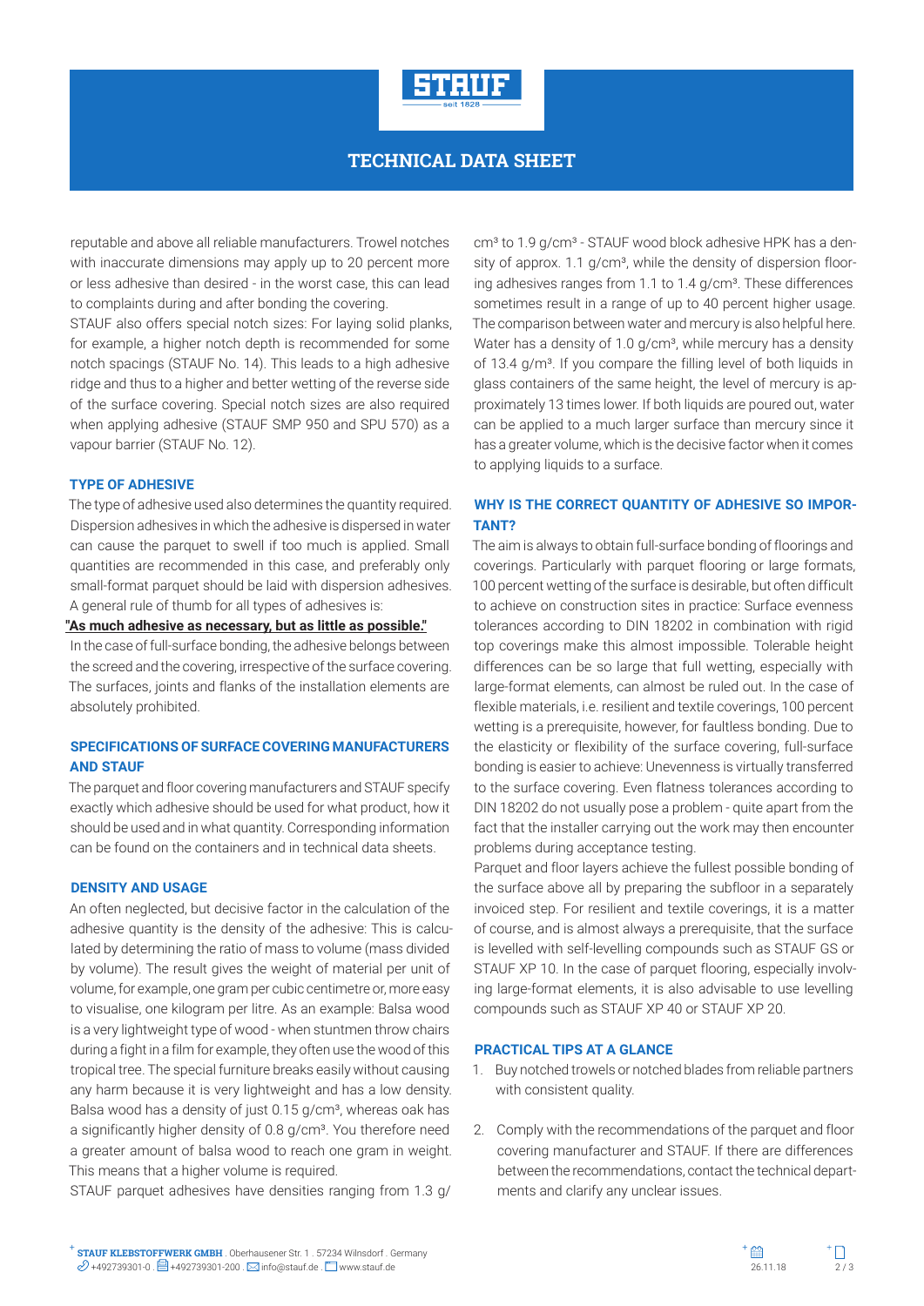reputable and above all reliable manufacturers. Trowel notches with inaccurate dimensions may apply up to 20 percent more or less adhesive than desired - in the worst case, this can lead to complaints during and after bonding the covering.
STAUF also offers special notch sizes: For laying solid planks, for example, a higher notch depth is recommended for some notch spacings (STAUF No. 14). This leads to a high adhesive ridge and thus to a higher and better wetting of the reverse side of the surface covering. Special notch sizes are also required when applying adhesive (STAUF SMP 950 and SPU 570) as a vapour barrier (STAUF No. 12).

## TYPE OF ADHESIVE

The type of adhesive used also determines the quantity required. Dispersion adhesives in which the adhesive is dispersed in water can cause the parquet to swell if too much is applied. Small quantities are recommended in this case, and preferably only small-format parquet should be laid with dispersion adhesives. A general rule of thumb for all types of adhesives is:

**"As much adhesive as necessary, but as little as possible."**

In the case of full-surface bonding, the adhesive belongs between the screed and the covering, irrespective of the surface covering. The surfaces, joints and flanks of the installation elements are absolutely prohibited.

## SPECIFICATIONS OF SURFACE COVERING MANUFACTURERS AND STAUF

The parquet and floor covering manufacturers and STAUF specify exactly which adhesive should be used for what product, how it should be used and in what quantity. Corresponding information can be found on the containers and in technical data sheets.

## DENSITY AND USAGE

An often neglected, but decisive factor in the calculation of the adhesive quantity is the density of the adhesive: This is calculated by determining the ratio of mass to volume (mass divided by volume). The result gives the weight of material per unit of volume, for example, one gram per cubic centimetre or, more easy to visualise, one kilogram per litre. As an example: Balsa wood is a very lightweight type of wood - when stuntmen throw chairs during a fight in a film for example, they often use the wood of this tropical tree. The special furniture breaks easily without causing any harm because it is very lightweight and has a low density. Balsa wood has a density of just 0.15 g/cm³, whereas oak has a significantly higher density of 0.8 g/cm³. You therefore need a greater amount of balsa wood to reach one gram in weight. This means that a higher volume is required.
STAUF parquet adhesives have densities ranging from 1.3 g/cm³ to 1.9 g/cm³ - STAUF wood block adhesive HPK has a density of approx. 1.1 g/cm³, while the density of dispersion flooring adhesives ranges from 1.1 to 1.4 g/cm³. These differences sometimes result in a range of up to 40 percent higher usage. The comparison between water and mercury is also helpful here. Water has a density of 1.0 g/cm³, while mercury has a density of 13.4 g/m³. If you compare the filling level of both liquids in glass containers of the same height, the level of mercury is approximately 13 times lower. If both liquids are poured out, water can be applied to a much larger surface than mercury since it has a greater volume, which is the decisive factor when it comes to applying liquids to a surface.

## WHY IS THE CORRECT QUANTITY OF ADHESIVE SO IMPORTANT?

The aim is always to obtain full-surface bonding of floorings and coverings. Particularly with parquet flooring or large formats, 100 percent wetting of the surface is desirable, but often difficult to achieve on construction sites in practice: Surface evenness tolerances according to DIN 18202 in combination with rigid top coverings make this almost impossible. Tolerable height differences can be so large that full wetting, especially with large-format elements, can almost be ruled out. In the case of flexible materials, i.e. resilient and textile coverings, 100 percent wetting is a prerequisite, however, for faultless bonding. Due to the elasticity or flexibility of the surface covering, full-surface bonding is easier to achieve: Unevenness is virtually transferred to the surface covering. Even flatness tolerances according to DIN 18202 do not usually pose a problem - quite apart from the fact that the installer carrying out the work may then encounter problems during acceptance testing.
Parquet and floor layers achieve the fullest possible bonding of the surface above all by preparing the subfloor in a separately invoiced step. For resilient and textile coverings, it is a matter of course, and is almost always a prerequisite, that the surface is levelled with self-levelling compounds such as STAUF GS or STAUF XP 10. In the case of parquet flooring, especially involving large-format elements, it is also advisable to use levelling compounds such as STAUF XP 40 or STAUF XP 20.

## PRACTICAL TIPS AT A GLANCE

1. Buy notched trowels or notched blades from reliable partners with consistent quality.
2. Comply with the recommendations of the parquet and floor covering manufacturer and STAUF. If there are differences between the recommendations, contact the technical departments and clarify any unclear issues.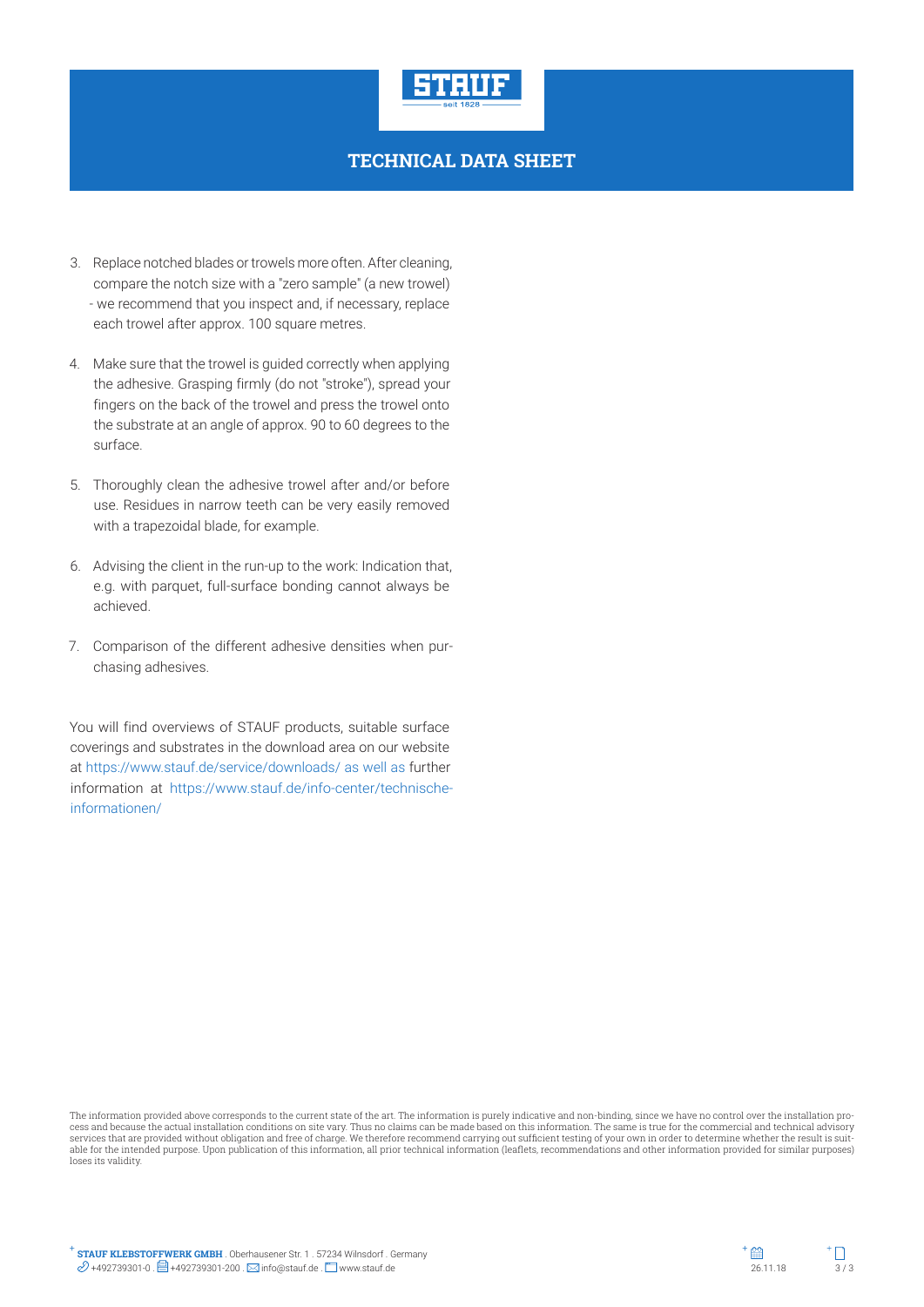3. Replace notched blades or trowels more often. After cleaning, compare the notch size with a "zero sample" (a new trowel) - we recommend that you inspect and, if necessary, replace each trowel after approx. 100 square metres.

4. Make sure that the trowel is guided correctly when applying the adhesive. Grasping firmly (do not "stroke"), spread your fingers on the back of the trowel and press the trowel onto the substrate at an angle of approx. 90 to 60 degrees to the surface.

5. Thoroughly clean the adhesive trowel after and/or before use. Residues in narrow teeth can be very easily removed with a trapezoidal blade, for example.

6. Advising the client in the run-up to the work: Indication that, e.g. with parquet, full-surface bonding cannot always be achieved.

7. Comparison of the different adhesive densities when purchasing adhesives.

You will find overviews of STAUF products, suitable surface coverings and substrates in the download area on our website at https://www.stauf.de/service/downloads/ as well as further information at https://www.stauf.de/info-center/technische-informationen/

The information provided above corresponds to the current state of the art. The information is purely indicative and non-binding, since we have no control over the installation process and because the actual installation conditions on site vary. Thus no claims can be made based on this information. The same is true for the commercial and technical advisory services that are provided without obligation and free of charge. We therefore recommend carrying out sufficient testing of your own in order to determine whether the result is suitable for the intended purpose. Upon publication of this information, all prior technical information (leaflets, recommendations and other information provided for similar purposes) loses its validity.

**STAUF KLEBSTOFFWERK GMBH** . Oberhausener Str. 1 . 57234 Wilnsdorf . Germany
+492739301-0 . +492739301-200 . info@stauf.de . www.stauf.de

26.11.18